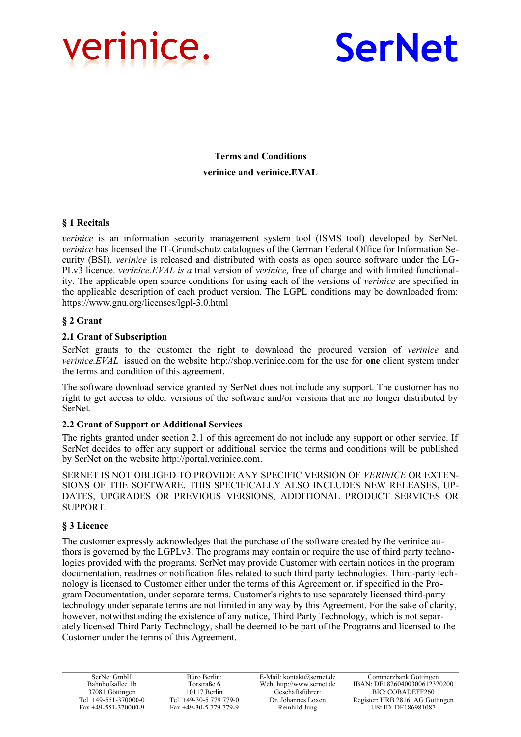verinice.

SerNet

**Terms and Conditions**

**verinice and verinice.EVAL**

## § 1 Recitals

*verinice* is an information security management system tool (ISMS tool) developed by SerNet. *verinice* has licensed the IT-Grundschutz catalogues of the German Federal Office for Information Security (BSI). *verinice* is released and distributed with costs as open source software under the LGPLv3 licence. *verinice.EVAL is a* trial version of *verinice,* free of charge and with limited functionality. The applicable open source conditions for using each of the versions of *verinice* are specified in the applicable description of each product version. The LGPL conditions may be downloaded from: https://www.gnu.org/licenses/lgpl-3.0.html

## § 2 Grant

### 2.1 Grant of Subscription

SerNet grants to the customer the right to download the procured version of *verinice* and *verinice.EVAL* issued on the website http://shop.verinice.com for the use for **one** client system under the terms and condition of this agreement.

The software download service granted by SerNet does not include any support. The customer has no right to get access to older versions of the software and/or versions that are no longer distributed by SerNet.

### 2.2 Grant of Support or Additional Services

The rights granted under section 2.1 of this agreement do not include any support or other service. If SerNet decides to offer any support or additional service the terms and conditions will be published by SerNet on the website http://portal.verinice.com.

SERNET IS NOT OBLIGED TO PROVIDE ANY SPECIFIC VERSION OF *VERINICE* OR EXTENSIONS OF THE SOFTWARE. THIS SPECIFICALLY ALSO INCLUDES NEW RELEASES, UPDATES, UPGRADES OR PREVIOUS VERSIONS, ADDITIONAL PRODUCT SERVICES OR SUPPORT.

## § 3 Licence

The customer expressly acknowledges that the purchase of the software created by the verinice authors is governed by the LGPLv3. The programs may contain or require the use of third party technologies provided with the programs. SerNet may provide Customer with certain notices in the program documentation, readmes or notification files related to such third party technologies. Third-party technology is licensed to Customer either under the terms of this Agreement or, if specified in the Program Documentation, under separate terms. Customer's rights to use separately licensed third-party technology under separate terms are not limited in any way by this Agreement. For the sake of clarity, however, notwithstanding the existence of any notice, Third Party Technology, which is not separately licensed Third Party Technology, shall be deemed to be part of the Programs and licensed to the Customer under the terms of this Agreement.

| SerNet GmbH | Büro Berlin: | E-Mail: kontakt@sernet.de | Commerzbank Göttingen |
|---|---|---|---|
| Bahnhofsallee 1b | Torstraße 6 | Web: http://www.sernet.de | IBAN: DE18260400300612320200 |
| 37081 Göttingen | 10117 Berlin | Geschäftsführer: | BIC: COBADEFF260 |
| Tel. +49-551-370000-0 | Tel. +49-30-5 779 779-0 | Dr. Johannes Loxen | Register: HRB 2816, AG Göttingen |
| Fax +49-551-370000-9 | Fax +49-30-5 779 779-9 | Reinhild Jung | USt.ID: DE186981087 |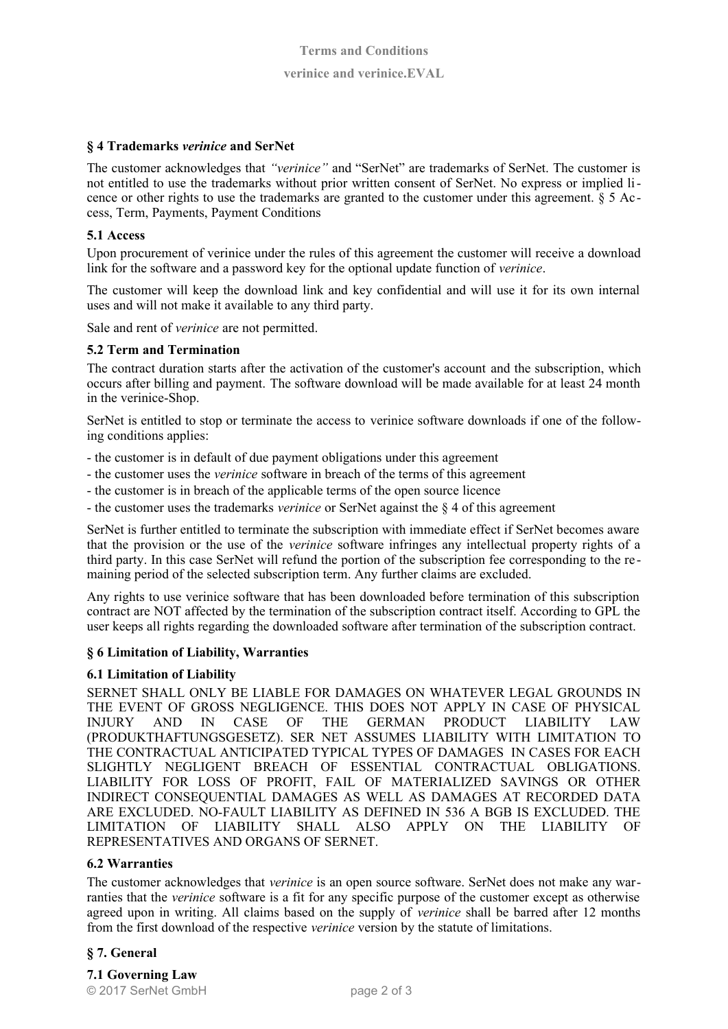### § 4 Trademarks *verinice* and SerNet

The customer acknowledges that *"verinice"* and "SerNet" are trademarks of SerNet. The customer is not entitled to use the trademarks without prior written consent of SerNet. No express or implied licence or other rights to use the trademarks are granted to the customer under this agreement. § 5 Access, Term, Payments, Payment Conditions

#### 5.1 Access

Upon procurement of verinice under the rules of this agreement the customer will receive a download link for the software and a password key for the optional update function of *verinice*.

The customer will keep the download link and key confidential and will use it for its own internal uses and will not make it available to any third party.

Sale and rent of *verinice* are not permitted.

#### 5.2 Term and Termination

The contract duration starts after the activation of the customer's account and the subscription, which occurs after billing and payment. The software download will be made available for at least 24 month in the verinice-Shop.

SerNet is entitled to stop or terminate the access to verinice software downloads if one of the following conditions applies:

- the customer is in default of due payment obligations under this agreement
- the customer uses the *verinice* software in breach of the terms of this agreement
- the customer is in breach of the applicable terms of the open source licence
- the customer uses the trademarks *verinice* or SerNet against the § 4 of this agreement

SerNet is further entitled to terminate the subscription with immediate effect if SerNet becomes aware that the provision or the use of the *verinice* software infringes any intellectual property rights of a third party. In this case SerNet will refund the portion of the subscription fee corresponding to the remaining period of the selected subscription term. Any further claims are excluded.

Any rights to use verinice software that has been downloaded before termination of this subscription contract are NOT affected by the termination of the subscription contract itself. According to GPL the user keeps all rights regarding the downloaded software after termination of the subscription contract.

### § 6 Limitation of Liability, Warranties

#### 6.1 Limitation of Liability

SERNET SHALL ONLY BE LIABLE FOR DAMAGES ON WHATEVER LEGAL GROUNDS IN THE EVENT OF GROSS NEGLIGENCE. THIS DOES NOT APPLY IN CASE OF PHYSICAL INJURY AND IN CASE OF THE GERMAN PRODUCT LIABILITY LAW (PRODUKTHAFTUNGSGESETZ). SER NET ASSUMES LIABILITY WITH LIMITATION TO THE CONTRACTUAL ANTICIPATED TYPICAL TYPES OF DAMAGES IN CASES FOR EACH SLIGHTLY NEGLIGENT BREACH OF ESSENTIAL CONTRACTUAL OBLIGATIONS. LIABILITY FOR LOSS OF PROFIT, FAIL OF MATERIALIZED SAVINGS OR OTHER INDIRECT CONSEQUENTIAL DAMAGES AS WELL AS DAMAGES AT RECORDED DATA ARE EXCLUDED. NO-FAULT LIABILITY AS DEFINED IN 536 A BGB IS EXCLUDED. THE LIMITATION OF LIABILITY SHALL ALSO APPLY ON THE LIABILITY OF REPRESENTATIVES AND ORGANS OF SERNET.

#### 6.2 Warranties

The customer acknowledges that *verinice* is an open source software. SerNet does not make any warranties that the *verinice* software is a fit for any specific purpose of the customer except as otherwise agreed upon in writing. All claims based on the supply of *verinice* shall be barred after 12 months from the first download of the respective *verinice* version by the statute of limitations.

### § 7. General

#### 7.1 Governing Law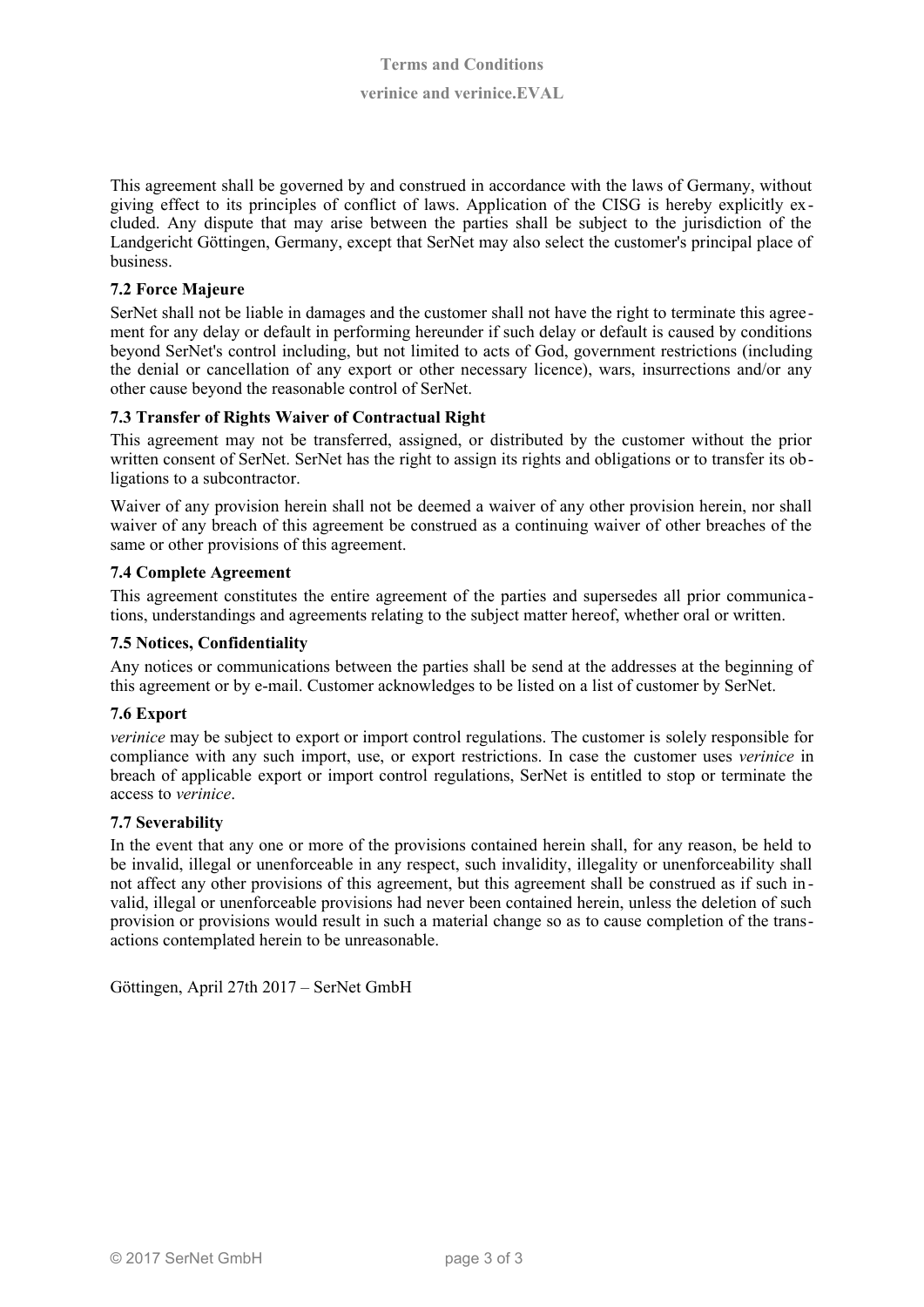This agreement shall be governed by and construed in accordance with the laws of Germany, without giving effect to its principles of conflict of laws. Application of the CISG is hereby explicitly excluded. Any dispute that may arise between the parties shall be subject to the jurisdiction of the Landgericht Göttingen, Germany, except that SerNet may also select the customer's principal place of business.

### 7.2 Force Majeure

SerNet shall not be liable in damages and the customer shall not have the right to terminate this agreement for any delay or default in performing hereunder if such delay or default is caused by conditions beyond SerNet's control including, but not limited to acts of God, government restrictions (including the denial or cancellation of any export or other necessary licence), wars, insurrections and/or any other cause beyond the reasonable control of SerNet.

### 7.3 Transfer of Rights Waiver of Contractual Right

This agreement may not be transferred, assigned, or distributed by the customer without the prior written consent of SerNet. SerNet has the right to assign its rights and obligations or to transfer its obligations to a subcontractor.

Waiver of any provision herein shall not be deemed a waiver of any other provision herein, nor shall waiver of any breach of this agreement be construed as a continuing waiver of other breaches of the same or other provisions of this agreement.

### 7.4 Complete Agreement

This agreement constitutes the entire agreement of the parties and supersedes all prior communications, understandings and agreements relating to the subject matter hereof, whether oral or written.

### 7.5 Notices, Confidentiality

Any notices or communications between the parties shall be send at the addresses at the beginning of this agreement or by e-mail. Customer acknowledges to be listed on a list of customer by SerNet.

### 7.6 Export

*verinice* may be subject to export or import control regulations. The customer is solely responsible for compliance with any such import, use, or export restrictions. In case the customer uses *verinice* in breach of applicable export or import control regulations, SerNet is entitled to stop or terminate the access to *verinice*.

### 7.7 Severability

In the event that any one or more of the provisions contained herein shall, for any reason, be held to be invalid, illegal or unenforceable in any respect, such invalidity, illegality or unenforceability shall not affect any other provisions of this agreement, but this agreement shall be construed as if such invalid, illegal or unenforceable provisions had never been contained herein, unless the deletion of such provision or provisions would result in such a material change so as to cause completion of the transactions contemplated herein to be unreasonable.

Göttingen, April 27th 2017 – SerNet GmbH